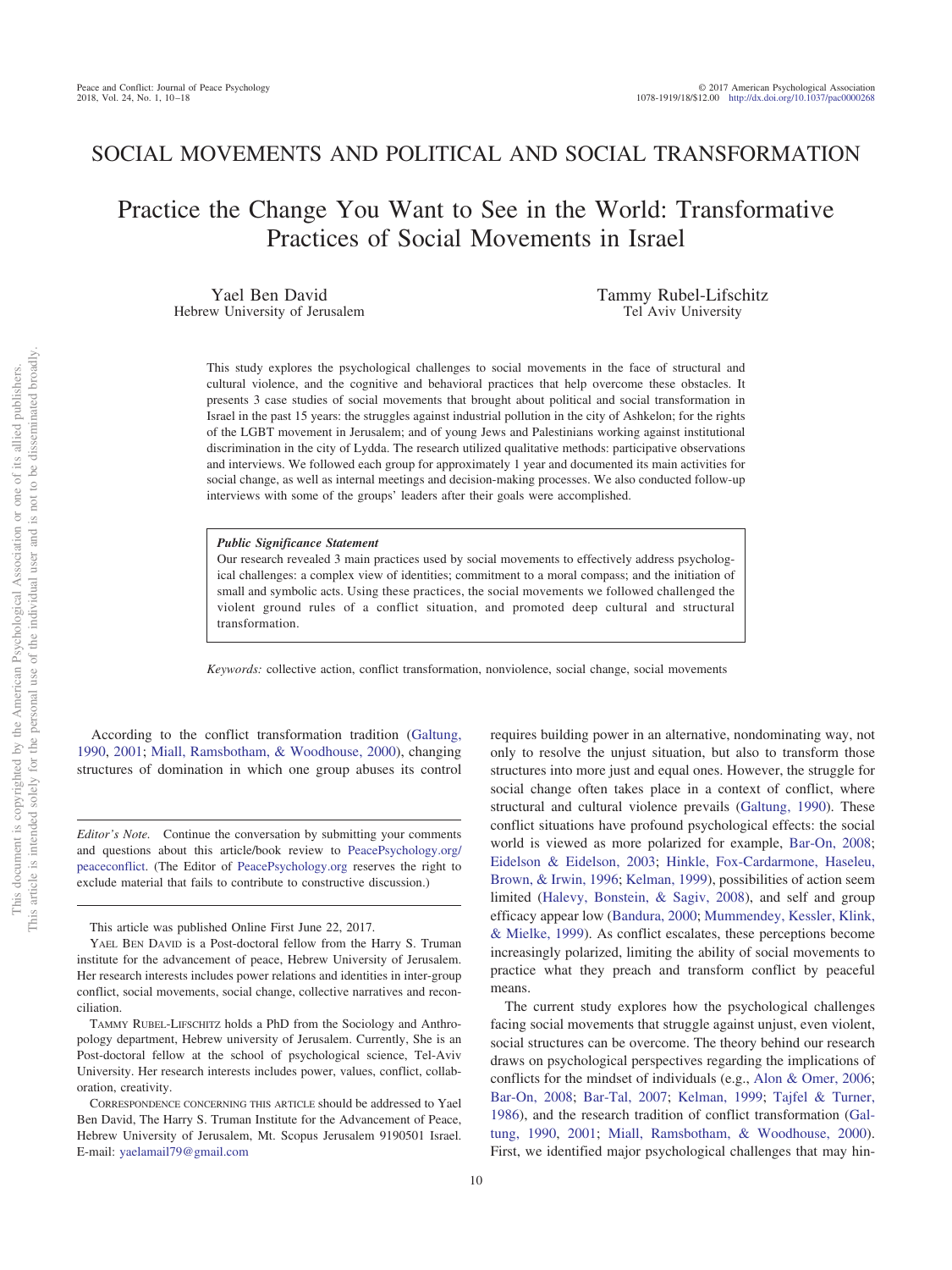# SOCIAL MOVEMENTS AND POLITICAL AND SOCIAL TRANSFORMATION

## Practice the Change You Want to See in the World: Transformative Practices of Social Movements in Israel

Yael Ben David
Hebrew University of Jerusalem

Tammy Rubel-Lifschitz
Tel Aviv University

This study explores the psychological challenges to social movements in the face of structural and cultural violence, and the cognitive and behavioral practices that help overcome these obstacles. It presents 3 case studies of social movements that brought about political and social transformation in Israel in the past 15 years: the struggles against industrial pollution in the city of Ashkelon; for the rights of the LGBT movement in Jerusalem; and of young Jews and Palestinians working against institutional discrimination in the city of Lydda. The research utilized qualitative methods: participative observations and interviews. We followed each group for approximately 1 year and documented its main activities for social change, as well as internal meetings and decision-making processes. We also conducted follow-up interviews with some of the groups' leaders after their goals were accomplished.

***Public Significance Statement***

Our research revealed 3 main practices used by social movements to effectively address psychological challenges: a complex view of identities; commitment to a moral compass; and the initiation of small and symbolic acts. Using these practices, the social movements we followed challenged the violent ground rules of a conflict situation, and promoted deep cultural and structural transformation.

*Keywords:* collective action, conflict transformation, nonviolence, social change, social movements

According to the conflict transformation tradition (Galtung, 1990, 2001; Miall, Ramsbotham, & Woodhouse, 2000), changing structures of domination in which one group abuses its control requires building power in an alternative, nondominating way, not only to resolve the unjust situation, but also to transform those structures into more just and equal ones. However, the struggle for social change often takes place in a context of conflict, where structural and cultural violence prevails (Galtung, 1990). These conflict situations have profound psychological effects: the social world is viewed as more polarized for example, Bar-On, 2008; Eidelson & Eidelson, 2003; Hinkle, Fox-Cardarmone, Haseleu, Brown, & Irwin, 1996; Kelman, 1999), possibilities of action seem limited (Halevy, Bonstein, & Sagiv, 2008), and self and group efficacy appear low (Bandura, 2000; Mummendey, Kessler, Klink, & Mielke, 1999). As conflict escalates, these perceptions become increasingly polarized, limiting the ability of social movements to practice what they preach and transform conflict by peaceful means.

The current study explores how the psychological challenges facing social movements that struggle against unjust, even violent, social structures can be overcome. The theory behind our research draws on psychological perspectives regarding the implications of conflicts for the mindset of individuals (e.g., Alon & Omer, 2006; Bar-On, 2008; Bar-Tal, 2007; Kelman, 1999; Tajfel & Turner, 1986), and the research tradition of conflict transformation (Galtung, 1990, 2001; Miall, Ramsbotham, & Woodhouse, 2000). First, we identified major psychological challenges that may hin-

*Editor's Note.* Continue the conversation by submitting your comments and questions about this article/book review to PeacePsychology.org/peaceconflict. (The Editor of PeacePsychology.org reserves the right to exclude material that fails to contribute to constructive discussion.)

This article was published Online First June 22, 2017.

YAEL BEN DAVID is a Post-doctoral fellow from the Harry S. Truman institute for the advancement of peace, Hebrew University of Jerusalem. Her research interests includes power relations and identities in inter-group conflict, social movements, social change, collective narratives and reconciliation.

TAMMY RUBEL-LIFSCHITZ holds a PhD from the Sociology and Anthropology department, Hebrew university of Jerusalem. Currently, She is an Post-doctoral fellow at the school of psychological science, Tel-Aviv University. Her research interests includes power, values, conflict, collaboration, creativity.

CORRESPONDENCE CONCERNING THIS ARTICLE should be addressed to Yael Ben David, The Harry S. Truman Institute for the Advancement of Peace, Hebrew University of Jerusalem, Mt. Scopus Jerusalem 9190501 Israel. E-mail: yaelamail79@gmail.com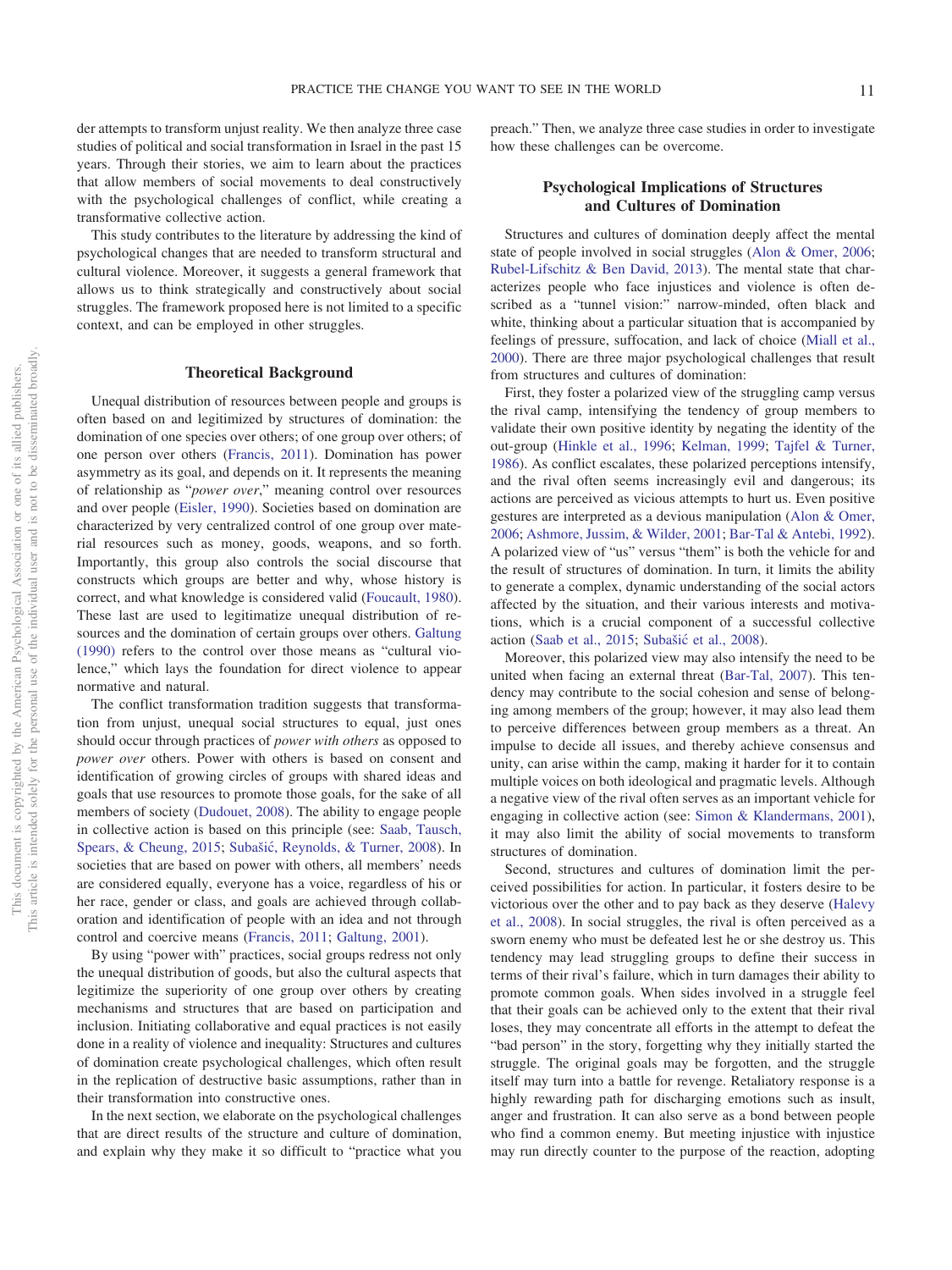der attempts to transform unjust reality. We then analyze three case studies of political and social transformation in Israel in the past 15 years. Through their stories, we aim to learn about the practices that allow members of social movements to deal constructively with the psychological challenges of conflict, while creating a transformative collective action.

This study contributes to the literature by addressing the kind of psychological changes that are needed to transform structural and cultural violence. Moreover, it suggests a general framework that allows us to think strategically and constructively about social struggles. The framework proposed here is not limited to a specific context, and can be employed in other struggles.

## Theoretical Background

Unequal distribution of resources between people and groups is often based on and legitimized by structures of domination: the domination of one species over others; of one group over others; of one person over others (Francis, 2011). Domination has power asymmetry as its goal, and depends on it. It represents the meaning of relationship as "*power over*," meaning control over resources and over people (Eisler, 1990). Societies based on domination are characterized by very centralized control of one group over material resources such as money, goods, weapons, and so forth. Importantly, this group also controls the social discourse that constructs which groups are better and why, whose history is correct, and what knowledge is considered valid (Foucault, 1980). These last are used to legitimatize unequal distribution of resources and the domination of certain groups over others. Galtung (1990) refers to the control over those means as "cultural violence," which lays the foundation for direct violence to appear normative and natural.

The conflict transformation tradition suggests that transformation from unjust, unequal social structures to equal, just ones should occur through practices of *power with others* as opposed to *power over* others. Power with others is based on consent and identification of growing circles of groups with shared ideas and goals that use resources to promote those goals, for the sake of all members of society (Dudouet, 2008). The ability to engage people in collective action is based on this principle (see: Saab, Tausch, Spears, & Cheung, 2015; Subašić, Reynolds, & Turner, 2008). In societies that are based on power with others, all members' needs are considered equally, everyone has a voice, regardless of his or her race, gender or class, and goals are achieved through collaboration and identification of people with an idea and not through control and coercive means (Francis, 2011; Galtung, 2001).

By using "power with" practices, social groups redress not only the unequal distribution of goods, but also the cultural aspects that legitimize the superiority of one group over others by creating mechanisms and structures that are based on participation and inclusion. Initiating collaborative and equal practices is not easily done in a reality of violence and inequality: Structures and cultures of domination create psychological challenges, which often result in the replication of destructive basic assumptions, rather than in their transformation into constructive ones.

In the next section, we elaborate on the psychological challenges that are direct results of the structure and culture of domination, and explain why they make it so difficult to "practice what you preach." Then, we analyze three case studies in order to investigate how these challenges can be overcome.

## Psychological Implications of Structures and Cultures of Domination

Structures and cultures of domination deeply affect the mental state of people involved in social struggles (Alon & Omer, 2006; Rubel-Lifschitz & Ben David, 2013). The mental state that characterizes people who face injustices and violence is often described as a "tunnel vision:" narrow-minded, often black and white, thinking about a particular situation that is accompanied by feelings of pressure, suffocation, and lack of choice (Miall et al., 2000). There are three major psychological challenges that result from structures and cultures of domination:

First, they foster a polarized view of the struggling camp versus the rival camp, intensifying the tendency of group members to validate their own positive identity by negating the identity of the out-group (Hinkle et al., 1996; Kelman, 1999; Tajfel & Turner, 1986). As conflict escalates, these polarized perceptions intensify, and the rival often seems increasingly evil and dangerous; its actions are perceived as vicious attempts to hurt us. Even positive gestures are interpreted as a devious manipulation (Alon & Omer, 2006; Ashmore, Jussim, & Wilder, 2001; Bar-Tal & Antebi, 1992). A polarized view of "us" versus "them" is both the vehicle for and the result of structures of domination. In turn, it limits the ability to generate a complex, dynamic understanding of the social actors affected by the situation, and their various interests and motivations, which is a crucial component of a successful collective action (Saab et al., 2015; Subašić et al., 2008).

Moreover, this polarized view may also intensify the need to be united when facing an external threat (Bar-Tal, 2007). This tendency may contribute to the social cohesion and sense of belonging among members of the group; however, it may also lead them to perceive differences between group members as a threat. An impulse to decide all issues, and thereby achieve consensus and unity, can arise within the camp, making it harder for it to contain multiple voices on both ideological and pragmatic levels. Although a negative view of the rival often serves as an important vehicle for engaging in collective action (see: Simon & Klandermans, 2001), it may also limit the ability of social movements to transform structures of domination.

Second, structures and cultures of domination limit the perceived possibilities for action. In particular, it fosters desire to be victorious over the other and to pay back as they deserve (Halevy et al., 2008). In social struggles, the rival is often perceived as a sworn enemy who must be defeated lest he or she destroy us. This tendency may lead struggling groups to define their success in terms of their rival's failure, which in turn damages their ability to promote common goals. When sides involved in a struggle feel that their goals can be achieved only to the extent that their rival loses, they may concentrate all efforts in the attempt to defeat the "bad person" in the story, forgetting why they initially started the struggle. The original goals may be forgotten, and the struggle itself may turn into a battle for revenge. Retaliatory response is a highly rewarding path for discharging emotions such as insult, anger and frustration. It can also serve as a bond between people who find a common enemy. But meeting injustice with injustice may run directly counter to the purpose of the reaction, adopting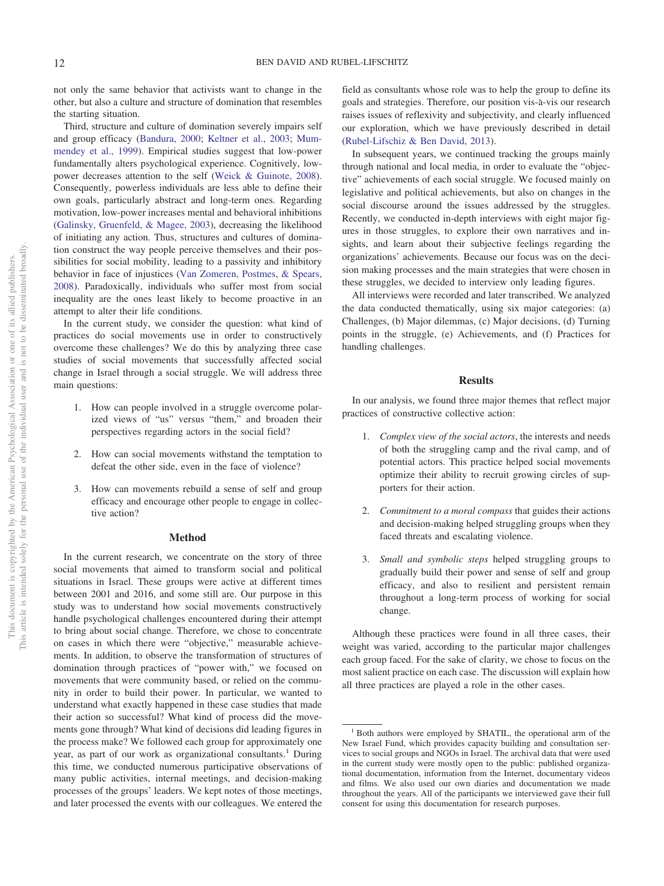not only the same behavior that activists want to change in the other, but also a culture and structure of domination that resembles the starting situation.

Third, structure and culture of domination severely impairs self and group efficacy (Bandura, 2000; Keltner et al., 2003; Mummendey et al., 1999). Empirical studies suggest that low-power fundamentally alters psychological experience. Cognitively, low-power decreases attention to the self (Weick & Guinote, 2008). Consequently, powerless individuals are less able to define their own goals, particularly abstract and long-term ones. Regarding motivation, low-power increases mental and behavioral inhibitions (Galinsky, Gruenfeld, & Magee, 2003), decreasing the likelihood of initiating any action. Thus, structures and cultures of domination construct the way people perceive themselves and their possibilities for social mobility, leading to a passivity and inhibitory behavior in face of injustices (Van Zomeren, Postmes, & Spears, 2008). Paradoxically, individuals who suffer most from social inequality are the ones least likely to become proactive in an attempt to alter their life conditions.

In the current study, we consider the question: what kind of practices do social movements use in order to constructively overcome these challenges? We do this by analyzing three case studies of social movements that successfully affected social change in Israel through a social struggle. We will address three main questions:

1. How can people involved in a struggle overcome polarized views of "us" versus "them," and broaden their perspectives regarding actors in the social field?

2. How can social movements withstand the temptation to defeat the other side, even in the face of violence?

3. How can movements rebuild a sense of self and group efficacy and encourage other people to engage in collective action?

## Method

In the current research, we concentrate on the story of three social movements that aimed to transform social and political situations in Israel. These groups were active at different times between 2001 and 2016, and some still are. Our purpose in this study was to understand how social movements constructively handle psychological challenges encountered during their attempt to bring about social change. Therefore, we chose to concentrate on cases in which there were "objective," measurable achievements. In addition, to observe the transformation of structures of domination through practices of "power with," we focused on movements that were community based, or relied on the community in order to build their power. In particular, we wanted to understand what exactly happened in these case studies that made their action so successful? What kind of process did the movements gone through? What kind of decisions did leading figures in the process make? We followed each group for approximately one year, as part of our work as organizational consultants.[1] During this time, we conducted numerous participative observations of many public activities, internal meetings, and decision-making processes of the groups' leaders. We kept notes of those meetings, and later processed the events with our colleagues. We entered the field as consultants whose role was to help the group to define its goals and strategies. Therefore, our position vis-à-vis our research raises issues of reflexivity and subjectivity, and clearly influenced our exploration, which we have previously described in detail (Rubel-Lifschiz & Ben David, 2013).

In subsequent years, we continued tracking the groups mainly through national and local media, in order to evaluate the "objective" achievements of each social struggle. We focused mainly on legislative and political achievements, but also on changes in the social discourse around the issues addressed by the struggles. Recently, we conducted in-depth interviews with eight major figures in those struggles, to explore their own narratives and insights, and learn about their subjective feelings regarding the organizations' achievements. Because our focus was on the decision making processes and the main strategies that were chosen in these struggles, we decided to interview only leading figures.

All interviews were recorded and later transcribed. We analyzed the data conducted thematically, using six major categories: (a) Challenges, (b) Major dilemmas, (c) Major decisions, (d) Turning points in the struggle, (e) Achievements, and (f) Practices for handling challenges.

## Results

In our analysis, we found three major themes that reflect major practices of constructive collective action:

1. *Complex view of the social actors*, the interests and needs of both the struggling camp and the rival camp, and of potential actors. This practice helped social movements optimize their ability to recruit growing circles of supporters for their action.

2. *Commitment to a moral compass* that guides their actions and decision-making helped struggling groups when they faced threats and escalating violence.

3. *Small and symbolic steps* helped struggling groups to gradually build their power and sense of self and group efficacy, and also to resilient and persistent remain throughout a long-term process of working for social change.

Although these practices were found in all three cases, their weight was varied, according to the particular major challenges each group faced. For the sake of clarity, we chose to focus on the most salient practice on each case. The discussion will explain how all three practices are played a role in the other cases.

[1] Both authors were employed by SHATIL, the operational arm of the New Israel Fund, which provides capacity building and consultation services to social groups and NGOs in Israel. The archival data that were used in the current study were mostly open to the public: published organizational documentation, information from the Internet, documentary videos and films. We also used our own diaries and documentation we made throughout the years. All of the participants we interviewed gave their full consent for using this documentation for research purposes.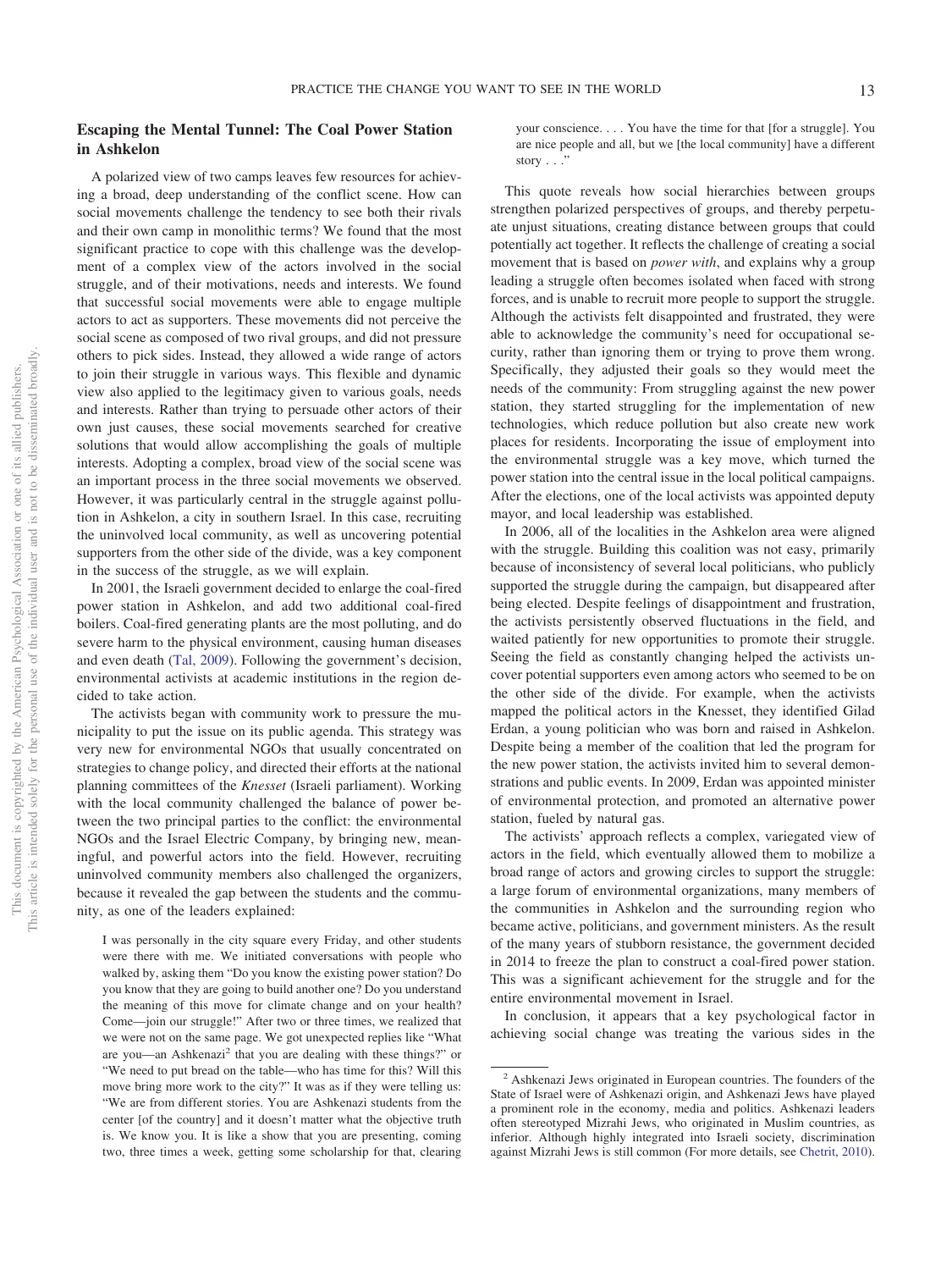## Escaping the Mental Tunnel: The Coal Power Station in Ashkelon

A polarized view of two camps leaves few resources for achieving a broad, deep understanding of the conflict scene. How can social movements challenge the tendency to see both their rivals and their own camp in monolithic terms? We found that the most significant practice to cope with this challenge was the development of a complex view of the actors involved in the social struggle, and of their motivations, needs and interests. We found that successful social movements were able to engage multiple actors to act as supporters. These movements did not perceive the social scene as composed of two rival groups, and did not pressure others to pick sides. Instead, they allowed a wide range of actors to join their struggle in various ways. This flexible and dynamic view also applied to the legitimacy given to various goals, needs and interests. Rather than trying to persuade other actors of their own just causes, these social movements searched for creative solutions that would allow accomplishing the goals of multiple interests. Adopting a complex, broad view of the social scene was an important process in the three social movements we observed. However, it was particularly central in the struggle against pollution in Ashkelon, a city in southern Israel. In this case, recruiting the uninvolved local community, as well as uncovering potential supporters from the other side of the divide, was a key component in the success of the struggle, as we will explain.

In 2001, the Israeli government decided to enlarge the coal-fired power station in Ashkelon, and add two additional coal-fired boilers. Coal-fired generating plants are the most polluting, and do severe harm to the physical environment, causing human diseases and even death (Tal, 2009). Following the government's decision, environmental activists at academic institutions in the region decided to take action.

The activists began with community work to pressure the municipality to put the issue on its public agenda. This strategy was very new for environmental NGOs that usually concentrated on strategies to change policy, and directed their efforts at the national planning committees of the *Knesset* (Israeli parliament). Working with the local community challenged the balance of power between the two principal parties to the conflict: the environmental NGOs and the Israel Electric Company, by bringing new, meaningful, and powerful actors into the field. However, recruiting uninvolved community members also challenged the organizers, because it revealed the gap between the students and the community, as one of the leaders explained:

> I was personally in the city square every Friday, and other students were there with me. We initiated conversations with people who walked by, asking them "Do you know the existing power station? Do you know that they are going to build another one? Do you understand the meaning of this move for climate change and on your health? Come—join our struggle!" After two or three times, we realized that we were not on the same page. We got unexpected replies like "What are you—an Ashkenazi[2] that you are dealing with these things?" or "We need to put bread on the table—who has time for this? Will this move bring more work to the city?" It was as if they were telling us: "We are from different stories. You are Ashkenazi students from the center [of the country] and it doesn't matter what the objective truth is. We know you. It is like a show that you are presenting, coming two, three times a week, getting some scholarship for that, clearing your conscience. . . . You have the time for that [for a struggle]. You are nice people and all, but we [the local community] have a different story . . ."

This quote reveals how social hierarchies between groups strengthen polarized perspectives of groups, and thereby perpetuate unjust situations, creating distance between groups that could potentially act together. It reflects the challenge of creating a social movement that is based on *power with*, and explains why a group leading a struggle often becomes isolated when faced with strong forces, and is unable to recruit more people to support the struggle. Although the activists felt disappointed and frustrated, they were able to acknowledge the community's need for occupational security, rather than ignoring them or trying to prove them wrong. Specifically, they adjusted their goals so they would meet the needs of the community: From struggling against the new power station, they started struggling for the implementation of new technologies, which reduce pollution but also create new work places for residents. Incorporating the issue of employment into the environmental struggle was a key move, which turned the power station into the central issue in the local political campaigns. After the elections, one of the local activists was appointed deputy mayor, and local leadership was established.

In 2006, all of the localities in the Ashkelon area were aligned with the struggle. Building this coalition was not easy, primarily because of inconsistency of several local politicians, who publicly supported the struggle during the campaign, but disappeared after being elected. Despite feelings of disappointment and frustration, the activists persistently observed fluctuations in the field, and waited patiently for new opportunities to promote their struggle. Seeing the field as constantly changing helped the activists uncover potential supporters even among actors who seemed to be on the other side of the divide. For example, when the activists mapped the political actors in the Knesset, they identified Gilad Erdan, a young politician who was born and raised in Ashkelon. Despite being a member of the coalition that led the program for the new power station, the activists invited him to several demonstrations and public events. In 2009, Erdan was appointed minister of environmental protection, and promoted an alternative power station, fueled by natural gas.

The activists' approach reflects a complex, variegated view of actors in the field, which eventually allowed them to mobilize a broad range of actors and growing circles to support the struggle: a large forum of environmental organizations, many members of the communities in Ashkelon and the surrounding region who became active, politicians, and government ministers. As the result of the many years of stubborn resistance, the government decided in 2014 to freeze the plan to construct a coal-fired power station. This was a significant achievement for the struggle and for the entire environmental movement in Israel.

In conclusion, it appears that a key psychological factor in achieving social change was treating the various sides in the

---

[2] Ashkenazi Jews originated in European countries. The founders of the State of Israel were of Ashkenazi origin, and Ashkenazi Jews have played a prominent role in the economy, media and politics. Ashkenazi leaders often stereotyped Mizrahi Jews, who originated in Muslim countries, as inferior. Although highly integrated into Israeli society, discrimination against Mizrahi Jews is still common (For more details, see Chetrit, 2010).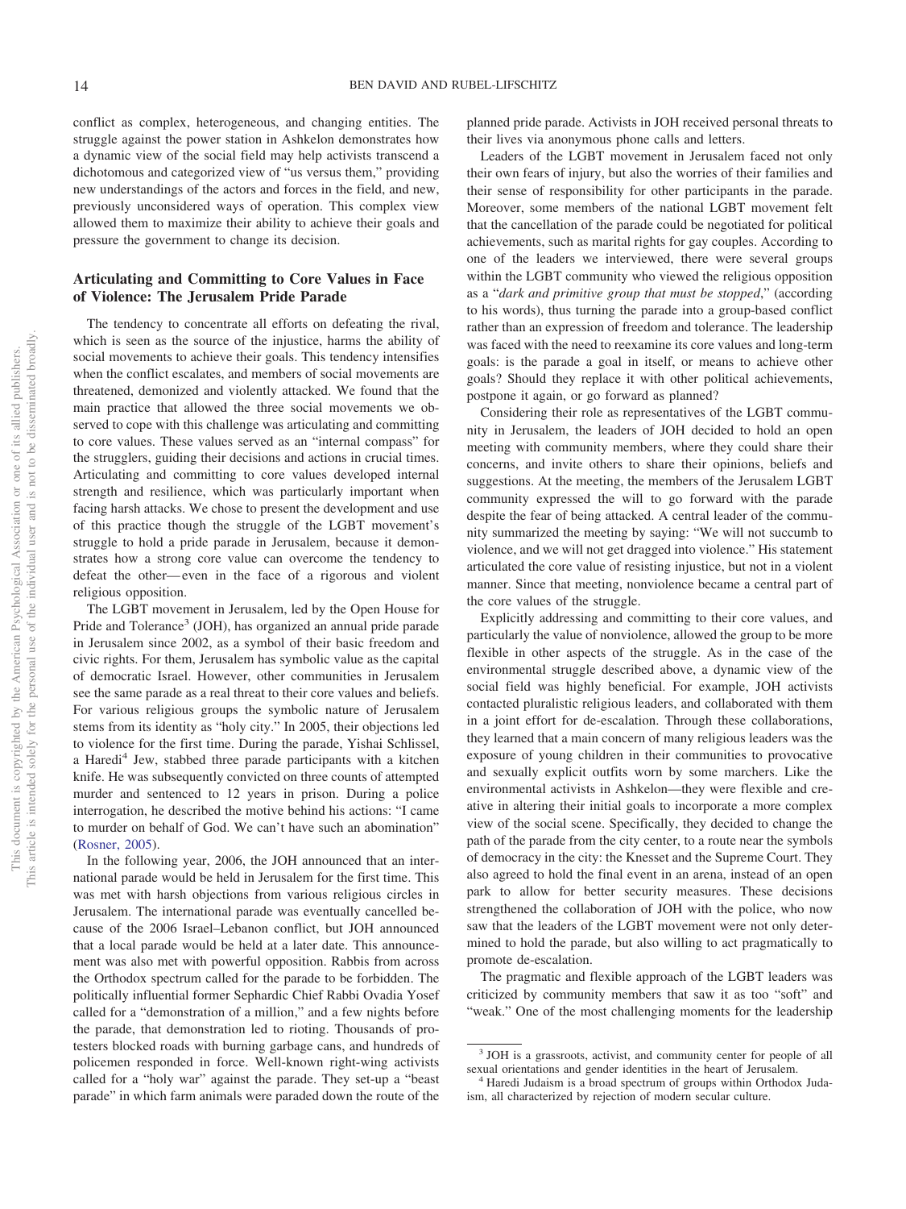conflict as complex, heterogeneous, and changing entities. The struggle against the power station in Ashkelon demonstrates how a dynamic view of the social field may help activists transcend a dichotomous and categorized view of "us versus them," providing new understandings of the actors and forces in the field, and new, previously unconsidered ways of operation. This complex view allowed them to maximize their ability to achieve their goals and pressure the government to change its decision.

## Articulating and Committing to Core Values in Face of Violence: The Jerusalem Pride Parade

The tendency to concentrate all efforts on defeating the rival, which is seen as the source of the injustice, harms the ability of social movements to achieve their goals. This tendency intensifies when the conflict escalates, and members of social movements are threatened, demonized and violently attacked. We found that the main practice that allowed the three social movements we observed to cope with this challenge was articulating and committing to core values. These values served as an "internal compass" for the strugglers, guiding their decisions and actions in crucial times. Articulating and committing to core values developed internal strength and resilience, which was particularly important when facing harsh attacks. We chose to present the development and use of this practice though the struggle of the LGBT movement's struggle to hold a pride parade in Jerusalem, because it demonstrates how a strong core value can overcome the tendency to defeat the other—even in the face of a rigorous and violent religious opposition.

The LGBT movement in Jerusalem, led by the Open House for Pride and Tolerance[3] (JOH), has organized an annual pride parade in Jerusalem since 2002, as a symbol of their basic freedom and civic rights. For them, Jerusalem has symbolic value as the capital of democratic Israel. However, other communities in Jerusalem see the same parade as a real threat to their core values and beliefs. For various religious groups the symbolic nature of Jerusalem stems from its identity as "holy city." In 2005, their objections led to violence for the first time. During the parade, Yishai Schlissel, a Haredi[4] Jew, stabbed three parade participants with a kitchen knife. He was subsequently convicted on three counts of attempted murder and sentenced to 12 years in prison. During a police interrogation, he described the motive behind his actions: "I came to murder on behalf of God. We can't have such an abomination" (Rosner, 2005).

In the following year, 2006, the JOH announced that an international parade would be held in Jerusalem for the first time. This was met with harsh objections from various religious circles in Jerusalem. The international parade was eventually cancelled because of the 2006 Israel–Lebanon conflict, but JOH announced that a local parade would be held at a later date. This announcement was also met with powerful opposition. Rabbis from across the Orthodox spectrum called for the parade to be forbidden. The politically influential former Sephardic Chief Rabbi Ovadia Yosef called for a "demonstration of a million," and a few nights before the parade, that demonstration led to rioting. Thousands of protesters blocked roads with burning garbage cans, and hundreds of policemen responded in force. Well-known right-wing activists called for a "holy war" against the parade. They set-up a "beast parade" in which farm animals were paraded down the route of the planned pride parade. Activists in JOH received personal threats to their lives via anonymous phone calls and letters.

Leaders of the LGBT movement in Jerusalem faced not only their own fears of injury, but also the worries of their families and their sense of responsibility for other participants in the parade. Moreover, some members of the national LGBT movement felt that the cancellation of the parade could be negotiated for political achievements, such as marital rights for gay couples. According to one of the leaders we interviewed, there were several groups within the LGBT community who viewed the religious opposition as a "*dark and primitive group that must be stopped*," (according to his words), thus turning the parade into a group-based conflict rather than an expression of freedom and tolerance. The leadership was faced with the need to reexamine its core values and long-term goals: is the parade a goal in itself, or means to achieve other goals? Should they replace it with other political achievements, postpone it again, or go forward as planned?

Considering their role as representatives of the LGBT community in Jerusalem, the leaders of JOH decided to hold an open meeting with community members, where they could share their concerns, and invite others to share their opinions, beliefs and suggestions. At the meeting, the members of the Jerusalem LGBT community expressed the will to go forward with the parade despite the fear of being attacked. A central leader of the community summarized the meeting by saying: "We will not succumb to violence, and we will not get dragged into violence." His statement articulated the core value of resisting injustice, but not in a violent manner. Since that meeting, nonviolence became a central part of the core values of the struggle.

Explicitly addressing and committing to their core values, and particularly the value of nonviolence, allowed the group to be more flexible in other aspects of the struggle. As in the case of the environmental struggle described above, a dynamic view of the social field was highly beneficial. For example, JOH activists contacted pluralistic religious leaders, and collaborated with them in a joint effort for de-escalation. Through these collaborations, they learned that a main concern of many religious leaders was the exposure of young children in their communities to provocative and sexually explicit outfits worn by some marchers. Like the environmental activists in Ashkelon—they were flexible and creative in altering their initial goals to incorporate a more complex view of the social scene. Specifically, they decided to change the path of the parade from the city center, to a route near the symbols of democracy in the city: the Knesset and the Supreme Court. They also agreed to hold the final event in an arena, instead of an open park to allow for better security measures. These decisions strengthened the collaboration of JOH with the police, who now saw that the leaders of the LGBT movement were not only determined to hold the parade, but also willing to act pragmatically to promote de-escalation.

The pragmatic and flexible approach of the LGBT leaders was criticized by community members that saw it as too "soft" and "weak." One of the most challenging moments for the leadership

[3] JOH is a grassroots, activist, and community center for people of all sexual orientations and gender identities in the heart of Jerusalem.

[4] Haredi Judaism is a broad spectrum of groups within Orthodox Judaism, all characterized by rejection of modern secular culture.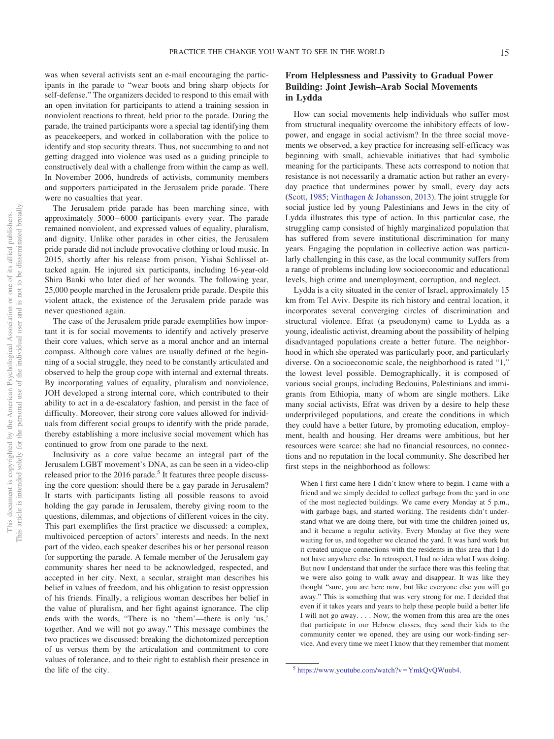was when several activists sent an e-mail encouraging the participants in the parade to "wear boots and bring sharp objects for self-defense." The organizers decided to respond to this email with an open invitation for participants to attend a training session in nonviolent reactions to threat, held prior to the parade. During the parade, the trained participants wore a special tag identifying them as peacekeepers, and worked in collaboration with the police to identify and stop security threats. Thus, not succumbing to and not getting dragged into violence was used as a guiding principle to constructively deal with a challenge from within the camp as well. In November 2006, hundreds of activists, community members and supporters participated in the Jerusalem pride parade. There were no casualties that year.

The Jerusalem pride parade has been marching since, with approximately 5000–6000 participants every year. The parade remained nonviolent, and expressed values of equality, pluralism, and dignity. Unlike other parades in other cities, the Jerusalem pride parade did not include provocative clothing or loud music. In 2015, shortly after his release from prison, Yishai Schlissel attacked again. He injured six participants, including 16-year-old Shira Banki who later died of her wounds. The following year, 25,000 people marched in the Jerusalem pride parade. Despite this violent attack, the existence of the Jerusalem pride parade was never questioned again.

The case of the Jerusalem pride parade exemplifies how important it is for social movements to identify and actively preserve their core values, which serve as a moral anchor and an internal compass. Although core values are usually defined at the beginning of a social struggle, they need to be constantly articulated and observed to help the group cope with internal and external threats. By incorporating values of equality, pluralism and nonviolence, JOH developed a strong internal core, which contributed to their ability to act in a de-escalatory fashion, and persist in the face of difficulty. Moreover, their strong core values allowed for individuals from different social groups to identify with the pride parade, thereby establishing a more inclusive social movement which has continued to grow from one parade to the next.

Inclusivity as a core value became an integral part of the Jerusalem LGBT movement's DNA, as can be seen in a video-clip released prior to the 2016 parade.[5] It features three people discussing the core question: should there be a gay parade in Jerusalem? It starts with participants listing all possible reasons to avoid holding the gay parade in Jerusalem, thereby giving room to the questions, dilemmas, and objections of different voices in the city. This part exemplifies the first practice we discussed: a complex, multivoiced perception of actors' interests and needs. In the next part of the video, each speaker describes his or her personal reason for supporting the parade. A female member of the Jerusalem gay community shares her need to be acknowledged, respected, and accepted in her city. Next, a secular, straight man describes his belief in values of freedom, and his obligation to resist oppression of his friends. Finally, a religious woman describes her belief in the value of pluralism, and her fight against ignorance. The clip ends with the words, "There is no 'them'—there is only 'us,' together. And we will not go away." This message combines the two practices we discussed: breaking the dichotomized perception of us versus them by the articulation and commitment to core values of tolerance, and to their right to establish their presence in the life of the city.

## From Helplessness and Passivity to Gradual Power Building: Joint Jewish–Arab Social Movements in Lydda

How can social movements help individuals who suffer most from structural inequality overcome the inhibitory effects of low-power, and engage in social activism? In the three social movements we observed, a key practice for increasing self-efficacy was beginning with small, achievable initiatives that had symbolic meaning for the participants. These acts correspond to notion that resistance is not necessarily a dramatic action but rather an everyday practice that undermines power by small, every day acts (Scott, 1985; Vinthagen & Johansson, 2013). The joint struggle for social justice led by young Palestinians and Jews in the city of Lydda illustrates this type of action. In this particular case, the struggling camp consisted of highly marginalized population that has suffered from severe institutional discrimination for many years. Engaging the population in collective action was particularly challenging in this case, as the local community suffers from a range of problems including low socioeconomic and educational levels, high crime and unemployment, corruption, and neglect.

Lydda is a city situated in the center of Israel, approximately 15 km from Tel Aviv. Despite its rich history and central location, it incorporates several converging circles of discrimination and structural violence. Efrat (a pseudonym) came to Lydda as a young, idealistic activist, dreaming about the possibility of helping disadvantaged populations create a better future. The neighborhood in which she operated was particularly poor, and particularly diverse. On a socioeconomic scale, the neighborhood is rated "1," the lowest level possible. Demographically, it is composed of various social groups, including Bedouins, Palestinians and immigrants from Ethiopia, many of whom are single mothers. Like many social activists, Efrat was driven by a desire to help these underprivileged populations, and create the conditions in which they could have a better future, by promoting education, employment, health and housing. Her dreams were ambitious, but her resources were scarce: she had no financial resources, no connections and no reputation in the local community. She described her first steps in the neighborhood as follows:

> When I first came here I didn't know where to begin. I came with a friend and we simply decided to collect garbage from the yard in one of the most neglected buildings. We came every Monday at 5 p.m., with garbage bags, and started working. The residents didn't understand what we are doing there, but with time the children joined us, and it became a regular activity. Every Monday at five they were waiting for us, and together we cleaned the yard. It was hard work but it created unique connections with the residents in this area that I do not have anywhere else. In retrospect, I had no idea what I was doing. But now I understand that under the surface there was this feeling that we were also going to walk away and disappear. It was like they thought "sure, you are here now, but like everyone else you will go away." This is something that was very strong for me. I decided that even if it takes years and years to help these people build a better life I will not go away. . . . Now, the women from this area are the ones that participate in our Hebrew classes, they send their kids to the community center we opened, they are using our work-finding service. And every time we meet I know that they remember that moment

[5] https://www.youtube.com/watch?v=YmkQvQWuub4.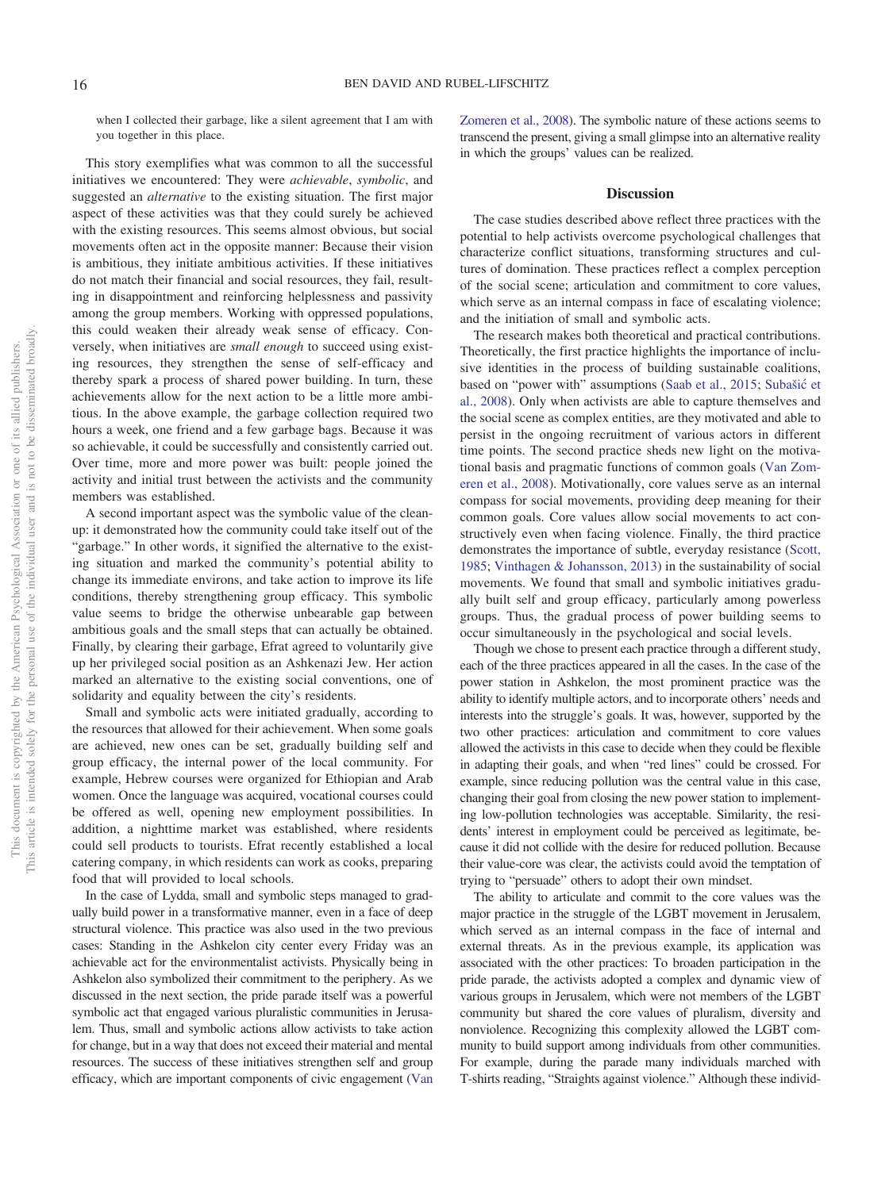when I collected their garbage, like a silent agreement that I am with you together in this place.

This story exemplifies what was common to all the successful initiatives we encountered: They were *achievable*, *symbolic*, and suggested an *alternative* to the existing situation. The first major aspect of these activities was that they could surely be achieved with the existing resources. This seems almost obvious, but social movements often act in the opposite manner: Because their vision is ambitious, they initiate ambitious activities. If these initiatives do not match their financial and social resources, they fail, resulting in disappointment and reinforcing helplessness and passivity among the group members. Working with oppressed populations, this could weaken their already weak sense of efficacy. Conversely, when initiatives are *small enough* to succeed using existing resources, they strengthen the sense of self-efficacy and thereby spark a process of shared power building. In turn, these achievements allow for the next action to be a little more ambitious. In the above example, the garbage collection required two hours a week, one friend and a few garbage bags. Because it was so achievable, it could be successfully and consistently carried out. Over time, more and more power was built: people joined the activity and initial trust between the activists and the community members was established.

A second important aspect was the symbolic value of the cleanup: it demonstrated how the community could take itself out of the "garbage." In other words, it signified the alternative to the existing situation and marked the community's potential ability to change its immediate environs, and take action to improve its life conditions, thereby strengthening group efficacy. This symbolic value seems to bridge the otherwise unbearable gap between ambitious goals and the small steps that can actually be obtained. Finally, by clearing their garbage, Efrat agreed to voluntarily give up her privileged social position as an Ashkenazi Jew. Her action marked an alternative to the existing social conventions, one of solidarity and equality between the city's residents.

Small and symbolic acts were initiated gradually, according to the resources that allowed for their achievement. When some goals are achieved, new ones can be set, gradually building self and group efficacy, the internal power of the local community. For example, Hebrew courses were organized for Ethiopian and Arab women. Once the language was acquired, vocational courses could be offered as well, opening new employment possibilities. In addition, a nighttime market was established, where residents could sell products to tourists. Efrat recently established a local catering company, in which residents can work as cooks, preparing food that will provided to local schools.

In the case of Lydda, small and symbolic steps managed to gradually build power in a transformative manner, even in a face of deep structural violence. This practice was also used in the two previous cases: Standing in the Ashkelon city center every Friday was an achievable act for the environmentalist activists. Physically being in Ashkelon also symbolized their commitment to the periphery. As we discussed in the next section, the pride parade itself was a powerful symbolic act that engaged various pluralistic communities in Jerusalem. Thus, small and symbolic actions allow activists to take action for change, but in a way that does not exceed their material and mental resources. The success of these initiatives strengthen self and group efficacy, which are important components of civic engagement (Van Zomeren et al., 2008). The symbolic nature of these actions seems to transcend the present, giving a small glimpse into an alternative reality in which the groups' values can be realized.

## Discussion

The case studies described above reflect three practices with the potential to help activists overcome psychological challenges that characterize conflict situations, transforming structures and cultures of domination. These practices reflect a complex perception of the social scene; articulation and commitment to core values, which serve as an internal compass in face of escalating violence; and the initiation of small and symbolic acts.

The research makes both theoretical and practical contributions. Theoretically, the first practice highlights the importance of inclusive identities in the process of building sustainable coalitions, based on "power with" assumptions (Saab et al., 2015; Subašić et al., 2008). Only when activists are able to capture themselves and the social scene as complex entities, are they motivated and able to persist in the ongoing recruitment of various actors in different time points. The second practice sheds new light on the motivational basis and pragmatic functions of common goals (Van Zomeren et al., 2008). Motivationally, core values serve as an internal compass for social movements, providing deep meaning for their common goals. Core values allow social movements to act constructively even when facing violence. Finally, the third practice demonstrates the importance of subtle, everyday resistance (Scott, 1985; Vinthagen & Johansson, 2013) in the sustainability of social movements. We found that small and symbolic initiatives gradually built self and group efficacy, particularly among powerless groups. Thus, the gradual process of power building seems to occur simultaneously in the psychological and social levels.

Though we chose to present each practice through a different study, each of the three practices appeared in all the cases. In the case of the power station in Ashkelon, the most prominent practice was the ability to identify multiple actors, and to incorporate others' needs and interests into the struggle's goals. It was, however, supported by the two other practices: articulation and commitment to core values allowed the activists in this case to decide when they could be flexible in adapting their goals, and when "red lines" could be crossed. For example, since reducing pollution was the central value in this case, changing their goal from closing the new power station to implementing low-pollution technologies was acceptable. Similarity, the residents' interest in employment could be perceived as legitimate, because it did not collide with the desire for reduced pollution. Because their value-core was clear, the activists could avoid the temptation of trying to "persuade" others to adopt their own mindset.

The ability to articulate and commit to the core values was the major practice in the struggle of the LGBT movement in Jerusalem, which served as an internal compass in the face of internal and external threats. As in the previous example, its application was associated with the other practices: To broaden participation in the pride parade, the activists adopted a complex and dynamic view of various groups in Jerusalem, which were not members of the LGBT community but shared the core values of pluralism, diversity and nonviolence. Recognizing this complexity allowed the LGBT community to build support among individuals from other communities. For example, during the parade many individuals marched with T-shirts reading, "Straights against violence." Although these individ-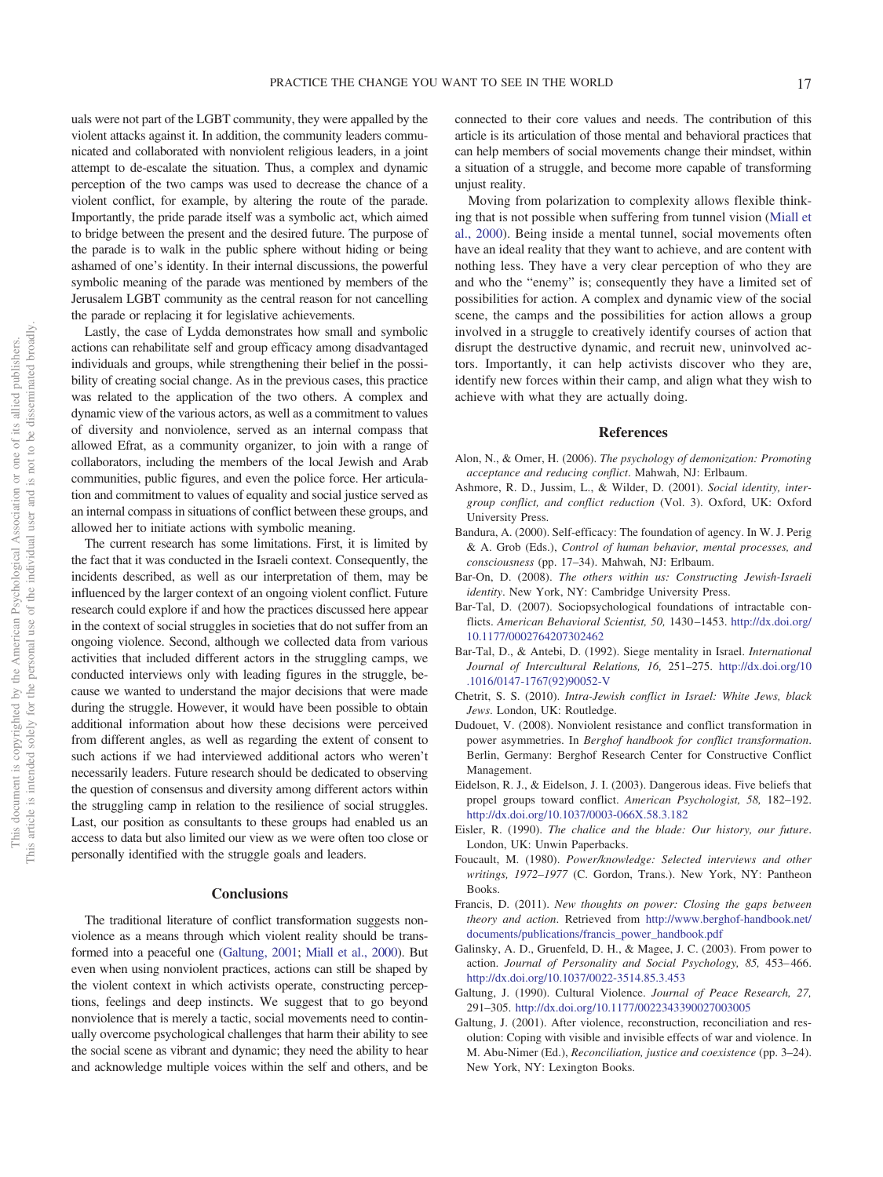uals were not part of the LGBT community, they were appalled by the violent attacks against it. In addition, the community leaders communicated and collaborated with nonviolent religious leaders, in a joint attempt to de-escalate the situation. Thus, a complex and dynamic perception of the two camps was used to decrease the chance of a violent conflict, for example, by altering the route of the parade. Importantly, the pride parade itself was a symbolic act, which aimed to bridge between the present and the desired future. The purpose of the parade is to walk in the public sphere without hiding or being ashamed of one's identity. In their internal discussions, the powerful symbolic meaning of the parade was mentioned by members of the Jerusalem LGBT community as the central reason for not cancelling the parade or replacing it for legislative achievements.

Lastly, the case of Lydda demonstrates how small and symbolic actions can rehabilitate self and group efficacy among disadvantaged individuals and groups, while strengthening their belief in the possibility of creating social change. As in the previous cases, this practice was related to the application of the two others. A complex and dynamic view of the various actors, as well as a commitment to values of diversity and nonviolence, served as an internal compass that allowed Efrat, as a community organizer, to join with a range of collaborators, including the members of the local Jewish and Arab communities, public figures, and even the police force. Her articulation and commitment to values of equality and social justice served as an internal compass in situations of conflict between these groups, and allowed her to initiate actions with symbolic meaning.

The current research has some limitations. First, it is limited by the fact that it was conducted in the Israeli context. Consequently, the incidents described, as well as our interpretation of them, may be influenced by the larger context of an ongoing violent conflict. Future research could explore if and how the practices discussed here appear in the context of social struggles in societies that do not suffer from an ongoing violence. Second, although we collected data from various activities that included different actors in the struggling camps, we conducted interviews only with leading figures in the struggle, because we wanted to understand the major decisions that were made during the struggle. However, it would have been possible to obtain additional information about how these decisions were perceived from different angles, as well as regarding the extent of consent to such actions if we had interviewed additional actors who weren't necessarily leaders. Future research should be dedicated to observing the question of consensus and diversity among different actors within the struggling camp in relation to the resilience of social struggles. Last, our position as consultants to these groups had enabled us an access to data but also limited our view as we were often too close or personally identified with the struggle goals and leaders.

## Conclusions

The traditional literature of conflict transformation suggests nonviolence as a means through which violent reality should be transformed into a peaceful one (Galtung, 2001; Miall et al., 2000). But even when using nonviolent practices, actions can still be shaped by the violent context in which activists operate, constructing perceptions, feelings and deep instincts. We suggest that to go beyond nonviolence that is merely a tactic, social movements need to continually overcome psychological challenges that harm their ability to see the social scene as vibrant and dynamic; they need the ability to hear and acknowledge multiple voices within the self and others, and be connected to their core values and needs. The contribution of this article is its articulation of those mental and behavioral practices that can help members of social movements change their mindset, within a situation of a struggle, and become more capable of transforming unjust reality.

Moving from polarization to complexity allows flexible thinking that is not possible when suffering from tunnel vision (Miall et al., 2000). Being inside a mental tunnel, social movements often have an ideal reality that they want to achieve, and are content with nothing less. They have a very clear perception of who they are and who the "enemy" is; consequently they have a limited set of possibilities for action. A complex and dynamic view of the social scene, the camps and the possibilities for action allows a group involved in a struggle to creatively identify courses of action that disrupt the destructive dynamic, and recruit new, uninvolved actors. Importantly, it can help activists discover who they are, identify new forces within their camp, and align what they wish to achieve with what they are actually doing.

## References

Alon, N., & Omer, H. (2006). *The psychology of demonization: Promoting acceptance and reducing conflict*. Mahwah, NJ: Erlbaum.

Ashmore, R. D., Jussim, L., & Wilder, D. (2001). *Social identity, intergroup conflict, and conflict reduction* (Vol. 3). Oxford, UK: Oxford University Press.

Bandura, A. (2000). Self-efficacy: The foundation of agency. In W. J. Perig & A. Grob (Eds.), *Control of human behavior, mental processes, and consciousness* (pp. 17–34). Mahwah, NJ: Erlbaum.

Bar-On, D. (2008). *The others within us: Constructing Jewish-Israeli identity*. New York, NY: Cambridge University Press.

Bar-Tal, D. (2007). Sociopsychological foundations of intractable conflicts. *American Behavioral Scientist, 50,* 1430–1453. http://dx.doi.org/10.1177/0002764207302462

Bar-Tal, D., & Antebi, D. (1992). Siege mentality in Israel. *International Journal of Intercultural Relations, 16,* 251–275. http://dx.doi.org/10.1016/0147-1767(92)90052-V

Chetrit, S. S. (2010). *Intra-Jewish conflict in Israel: White Jews, black Jews*. London, UK: Routledge.

Dudouet, V. (2008). Nonviolent resistance and conflict transformation in power asymmetries. In *Berghof handbook for conflict transformation*. Berlin, Germany: Berghof Research Center for Constructive Conflict Management.

Eidelson, R. J., & Eidelson, J. I. (2003). Dangerous ideas. Five beliefs that propel groups toward conflict. *American Psychologist, 58,* 182–192. http://dx.doi.org/10.1037/0003-066X.58.3.182

Eisler, R. (1990). *The chalice and the blade: Our history, our future*. London, UK: Unwin Paperbacks.

Foucault, M. (1980). *Power/knowledge: Selected interviews and other writings, 1972–1977* (C. Gordon, Trans.). New York, NY: Pantheon Books.

Francis, D. (2011). *New thoughts on power: Closing the gaps between theory and action*. Retrieved from http://www.berghof-handbook.net/documents/publications/francis_power_handbook.pdf

Galinsky, A. D., Gruenfeld, D. H., & Magee, J. C. (2003). From power to action. *Journal of Personality and Social Psychology, 85,* 453–466. http://dx.doi.org/10.1037/0022-3514.85.3.453

Galtung, J. (1990). Cultural Violence. *Journal of Peace Research, 27,* 291–305. http://dx.doi.org/10.1177/0022343390027003005

Galtung, J. (2001). After violence, reconstruction, reconciliation and resolution: Coping with visible and invisible effects of war and violence. In M. Abu-Nimer (Ed.), *Reconciliation, justice and coexistence* (pp. 3–24). New York, NY: Lexington Books.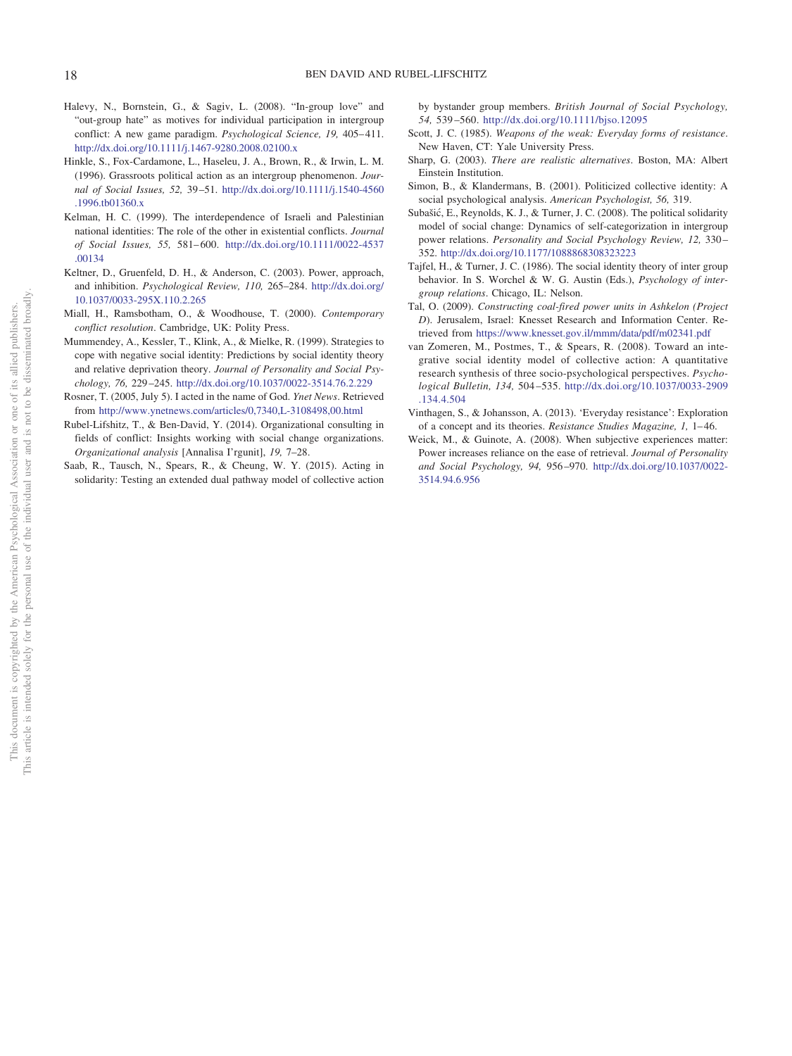Halevy, N., Bornstein, G., & Sagiv, L. (2008). "In-group love" and "out-group hate" as motives for individual participation in intergroup conflict: A new game paradigm. *Psychological Science, 19,* 405–411. http://dx.doi.org/10.1111/j.1467-9280.2008.02100.x

Hinkle, S., Fox-Cardamone, L., Haseleu, J. A., Brown, R., & Irwin, L. M. (1996). Grassroots political action as an intergroup phenomenon. *Journal of Social Issues, 52,* 39–51. http://dx.doi.org/10.1111/j.1540-4560.1996.tb01360.x

Kelman, H. C. (1999). The interdependence of Israeli and Palestinian national identities: The role of the other in existential conflicts. *Journal of Social Issues, 55,* 581–600. http://dx.doi.org/10.1111/0022-4537.00134

Keltner, D., Gruenfeld, D. H., & Anderson, C. (2003). Power, approach, and inhibition. *Psychological Review, 110,* 265–284. http://dx.doi.org/10.1037/0033-295X.110.2.265

Miall, H., Ramsbotham, O., & Woodhouse, T. (2000). *Contemporary conflict resolution*. Cambridge, UK: Polity Press.

Mummendey, A., Kessler, T., Klink, A., & Mielke, R. (1999). Strategies to cope with negative social identity: Predictions by social identity theory and relative deprivation theory. *Journal of Personality and Social Psychology, 76,* 229–245. http://dx.doi.org/10.1037/0022-3514.76.2.229

Rosner, T. (2005, July 5). I acted in the name of God. *Ynet News*. Retrieved from http://www.ynetnews.com/articles/0,7340,L-3108498,00.html

Rubel-Lifshitz, T., & Ben-David, Y. (2014). Organizational consulting in fields of conflict: Insights working with social change organizations. *Organizational analysis* [Annalisa I'rgunit], *19,* 7–28.

Saab, R., Tausch, N., Spears, R., & Cheung, W. Y. (2015). Acting in solidarity: Testing an extended dual pathway model of collective action by bystander group members. *British Journal of Social Psychology, 54,* 539–560. http://dx.doi.org/10.1111/bjso.12095

Scott, J. C. (1985). *Weapons of the weak: Everyday forms of resistance*. New Haven, CT: Yale University Press.

Sharp, G. (2003). *There are realistic alternatives*. Boston, MA: Albert Einstein Institution.

Simon, B., & Klandermans, B. (2001). Politicized collective identity: A social psychological analysis. *American Psychologist, 56,* 319.

Subašić, E., Reynolds, K. J., & Turner, J. C. (2008). The political solidarity model of social change: Dynamics of self-categorization in intergroup power relations. *Personality and Social Psychology Review, 12,* 330–352. http://dx.doi.org/10.1177/1088868308323223

Tajfel, H., & Turner, J. C. (1986). The social identity theory of inter group behavior. In S. Worchel & W. G. Austin (Eds.), *Psychology of intergroup relations*. Chicago, IL: Nelson.

Tal, O. (2009). *Constructing coal-fired power units in Ashkelon (Project D)*. Jerusalem, Israel: Knesset Research and Information Center. Retrieved from https://www.knesset.gov.il/mmm/data/pdf/m02341.pdf

van Zomeren, M., Postmes, T., & Spears, R. (2008). Toward an integrative social identity model of collective action: A quantitative research synthesis of three socio-psychological perspectives. *Psychological Bulletin, 134,* 504–535. http://dx.doi.org/10.1037/0033-2909.134.4.504

Vinthagen, S., & Johansson, A. (2013). 'Everyday resistance': Exploration of a concept and its theories. *Resistance Studies Magazine, 1,* 1–46.

Weick, M., & Guinote, A. (2008). When subjective experiences matter: Power increases reliance on the ease of retrieval. *Journal of Personality and Social Psychology, 94,* 956–970. http://dx.doi.org/10.1037/0022-3514.94.6.956